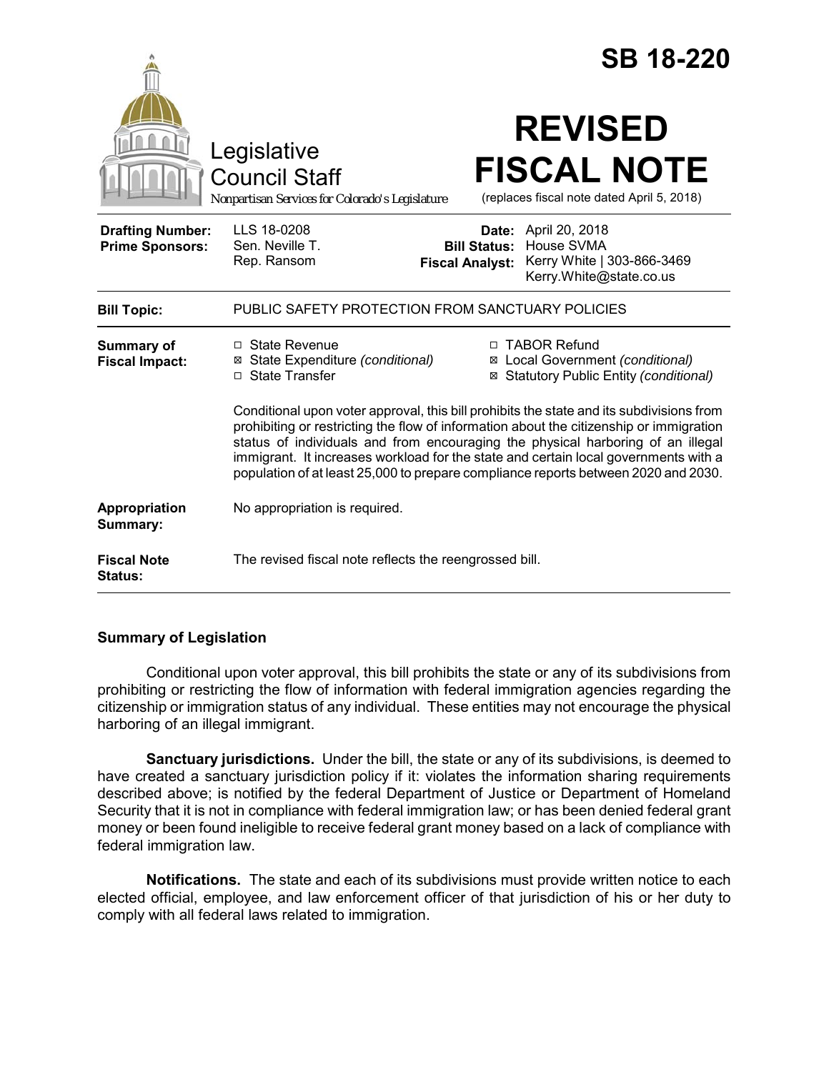# SB 18-220

Legislative Council Staff

*Nonpartisan Services for Colorado's Legislature*

# REVISED FISCAL NOTE

(replaces fiscal note dated April 5, 2018)

| | | | |
|---|---|---|---|
| **Drafting Number:** | LLS 18-0208 | **Date:** | April 20, 2018 |
| **Prime Sponsors:** | Sen. Neville T.<br>Rep. Ransom | **Bill Status:** | House SVMA |
| | | **Fiscal Analyst:** | Kerry White \| 303-866-3469<br>Kerry.White@state.co.us |

| | |
|---|---|
| **Bill Topic:** | PUBLIC SAFETY PROTECTION FROM SANCTUARY POLICIES |
| **Summary of Fiscal Impact:** | ☐ State Revenue<br>☒ State Expenditure *(conditional)*<br>☐ State Transfer<br>☐ TABOR Refund<br>☒ Local Government *(conditional)*<br>☒ Statutory Public Entity *(conditional)*<br><br>Conditional upon voter approval, this bill prohibits the state and its subdivisions from prohibiting or restricting the flow of information about the citizenship or immigration status of individuals and from encouraging the physical harboring of an illegal immigrant. It increases workload for the state and certain local governments with a population of at least 25,000 to prepare compliance reports between 2020 and 2030. |
| **Appropriation Summary:** | No appropriation is required. |
| **Fiscal Note Status:** | The revised fiscal note reflects the reengrossed bill. |

### Summary of Legislation

Conditional upon voter approval, this bill prohibits the state or any of its subdivisions from prohibiting or restricting the flow of information with federal immigration agencies regarding the citizenship or immigration status of any individual. These entities may not encourage the physical harboring of an illegal immigrant.

**Sanctuary jurisdictions.** Under the bill, the state or any of its subdivisions, is deemed to have created a sanctuary jurisdiction policy if it: violates the information sharing requirements described above; is notified by the federal Department of Justice or Department of Homeland Security that it is not in compliance with federal immigration law; or has been denied federal grant money or been found ineligible to receive federal grant money based on a lack of compliance with federal immigration law.

**Notifications.** The state and each of its subdivisions must provide written notice to each elected official, employee, and law enforcement officer of that jurisdiction of his or her duty to comply with all federal laws related to immigration.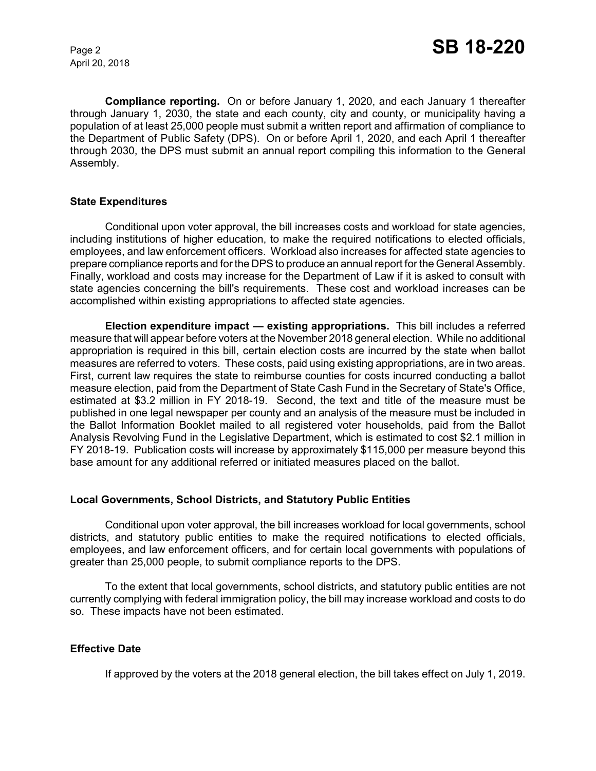**Compliance reporting.** On or before January 1, 2020, and each January 1 thereafter through January 1, 2030, the state and each county, city and county, or municipality having a population of at least 25,000 people must submit a written report and affirmation of compliance to the Department of Public Safety (DPS). On or before April 1, 2020, and each April 1 thereafter through 2030, the DPS must submit an annual report compiling this information to the General Assembly.

### State Expenditures

Conditional upon voter approval, the bill increases costs and workload for state agencies, including institutions of higher education, to make the required notifications to elected officials, employees, and law enforcement officers. Workload also increases for affected state agencies to prepare compliance reports and for the DPS to produce an annual report for the General Assembly. Finally, workload and costs may increase for the Department of Law if it is asked to consult with state agencies concerning the bill's requirements. These cost and workload increases can be accomplished within existing appropriations to affected state agencies.

**Election expenditure impact — existing appropriations.** This bill includes a referred measure that will appear before voters at the November 2018 general election. While no additional appropriation is required in this bill, certain election costs are incurred by the state when ballot measures are referred to voters. These costs, paid using existing appropriations, are in two areas. First, current law requires the state to reimburse counties for costs incurred conducting a ballot measure election, paid from the Department of State Cash Fund in the Secretary of State's Office, estimated at $3.2 million in FY 2018-19. Second, the text and title of the measure must be published in one legal newspaper per county and an analysis of the measure must be included in the Ballot Information Booklet mailed to all registered voter households, paid from the Ballot Analysis Revolving Fund in the Legislative Department, which is estimated to cost $2.1 million in FY 2018-19. Publication costs will increase by approximately $115,000 per measure beyond this base amount for any additional referred or initiated measures placed on the ballot.

### Local Governments, School Districts, and Statutory Public Entities

Conditional upon voter approval, the bill increases workload for local governments, school districts, and statutory public entities to make the required notifications to elected officials, employees, and law enforcement officers, and for certain local governments with populations of greater than 25,000 people, to submit compliance reports to the DPS.

To the extent that local governments, school districts, and statutory public entities are not currently complying with federal immigration policy, the bill may increase workload and costs to do so. These impacts have not been estimated.

### Effective Date

If approved by the voters at the 2018 general election, the bill takes effect on July 1, 2019.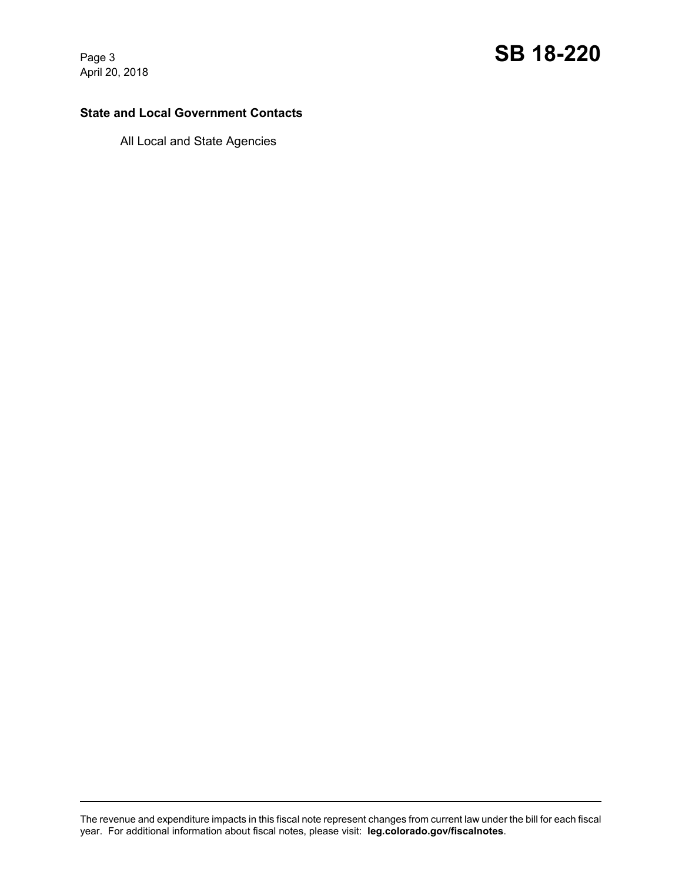### State and Local Government Contacts

All Local and State Agencies

---

The revenue and expenditure impacts in this fiscal note represent changes from current law under the bill for each fiscal year. For additional information about fiscal notes, please visit: **leg.colorado.gov/fiscalnotes**.